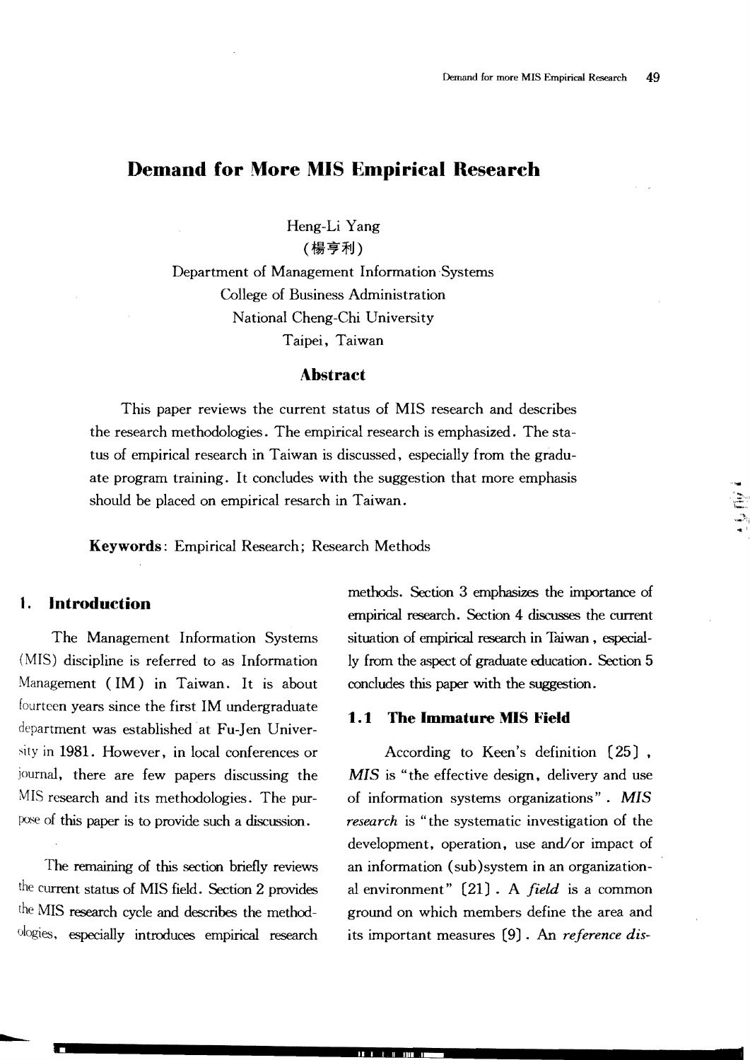# Demand for More MIS Empirical Research

Heng-Li Yang

(楊亨利)

Department of Management Information Systems
College of Business Administration
National Cheng-Chi University
Taipei, Taiwan

## Abstract

This paper reviews the current status of MIS research and describes the research methodologies. The empirical research is emphasized. The status of empirical research in Taiwan is discussed, especially from the graduate program training. It concludes with the suggestion that more emphasis should be placed on empirical resarch in Taiwan.

**Keywords**: Empirical Research; Research Methods

## 1. Introduction

The Management Information Systems (MIS) discipline is referred to as Information Management (IM) in Taiwan. It is about fourteen years since the first IM undergraduate department was established at Fu-Jen University in 1981. However, in local conferences or journal, there are few papers discussing the MIS research and its methodologies. The purpose of this paper is to provide such a discussion.

The remaining of this section briefly reviews the current status of MIS field. Section 2 provides the MIS research cycle and describes the methodologies, especially introduces empirical research methods. Section 3 emphasizes the importance of empirical research. Section 4 discusses the current situation of empirical research in Taiwan, especially from the aspect of graduate education. Section 5 concludes this paper with the suggestion.

### 1.1 The Immature MIS Field

According to Keen's definition [25], *MIS* is "the effective design, delivery and use of information systems organizations". *MIS research* is "the systematic investigation of the development, operation, use and/or impact of an information (sub)system in an organizational environment" [21]. A *field* is a common ground on which members define the area and its important measures [9]. An *reference dis-*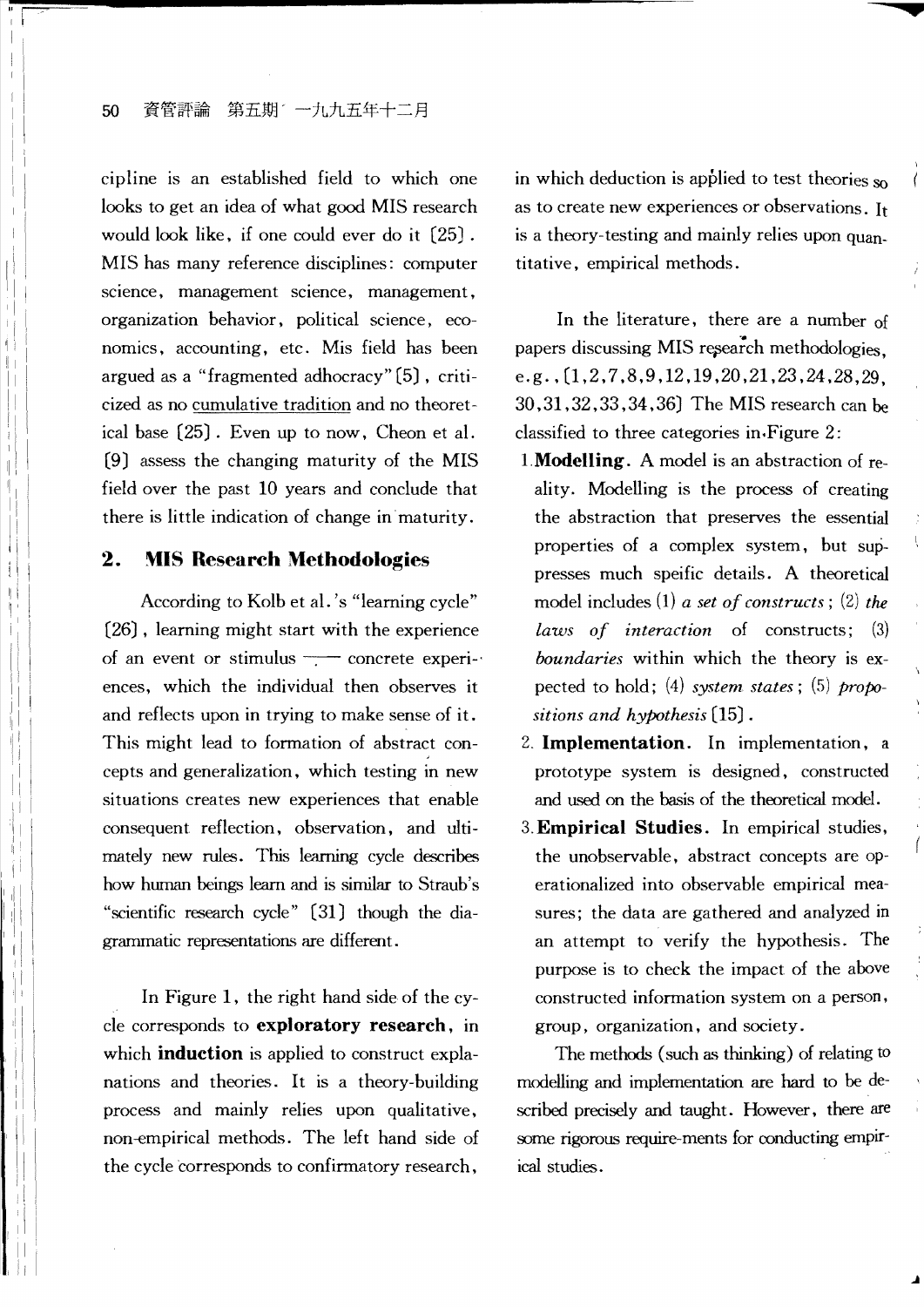cipline is an established field to which one looks to get an idea of what good MIS research would look like, if one could ever do it [25]. MIS has many reference disciplines: computer science, management science, management, organization behavior, political science, economics, accounting, etc. Mis field has been argued as a "fragmented adhocracy" [5], criticized as no cumulative tradition and no theoretical base [25]. Even up to now, Cheon et al. [9] assess the changing maturity of the MIS field over the past 10 years and conclude that there is little indication of change in maturity.

## 2. MIS Research Methodologies

According to Kolb et al.'s "learning cycle" [26], learning might start with the experience of an event or stimulus —— concrete experiences, which the individual then observes it and reflects upon in trying to make sense of it. This might lead to formation of abstract concepts and generalization, which testing in new situations creates new experiences that enable consequent reflection, observation, and ultimately new rules. This learning cycle describes how human beings learn and is similar to Straub's "scientific research cycle" [31] though the diagrammatic representations are different.

In Figure 1, the right hand side of the cycle corresponds to **exploratory research**, in which **induction** is applied to construct explanations and theories. It is a theory-building process and mainly relies upon qualitative, non-empirical methods. The left hand side of the cycle corresponds to confirmatory research, in which deduction is applied to test theories so as to create new experiences or observations. It is a theory-testing and mainly relies upon quantitative, empirical methods.

In the literature, there are a number of papers discussing MIS research methodologies, e.g., [1,2,7,8,9,12,19,20,21,23,24,28,29,30,31,32,33,34,36] The MIS research can be classified to three categories in Figure 2:

1. **Modelling**. A model is an abstraction of reality. Modelling is the process of creating the abstraction that preserves the essential properties of a complex system, but suppresses much speific details. A theoretical model includes (1) *a set of constructs*; (2) *the laws of interaction* of constructs; (3) *boundaries* within which the theory is expected to hold; (4) *system states*; (5) *propositions and hypothesis* [15].
2. **Implementation**. In implementation, a prototype system is designed, constructed and used on the basis of the theoretical model.
3. **Empirical Studies**. In empirical studies, the unobservable, abstract concepts are operationalized into observable empirical measures; the data are gathered and analyzed in an attempt to verify the hypothesis. The purpose is to check the impact of the above constructed information system on a person, group, organization, and society.

The methods (such as thinking) of relating to modelling and implementation are hard to be described precisely and taught. However, there are some rigorous require-ments for conducting empirical studies.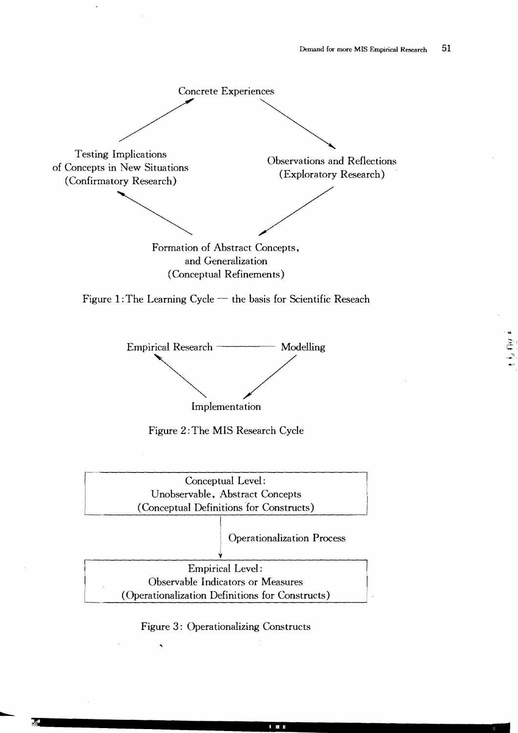Concrete Experiences

Testing Implications of Concepts in New Situations (Confirmatory Research)

Observations and Reflections (Exploratory Research)

Formation of Abstract Concepts, and Generalization (Conceptual Refinements)

Figure 1: The Learning Cycle — the basis for Scientific Reseach

Empirical Research —— Modelling

Implementation

Figure 2: The MIS Research Cycle

Conceptual Level: Unobservable, Abstract Concepts (Conceptual Definitions for Constructs)

Operationalization Process

Empirical Level: Observable Indicators or Measures (Operationalization Definitions for Constructs)

Figure 3: Operationalizing Constructs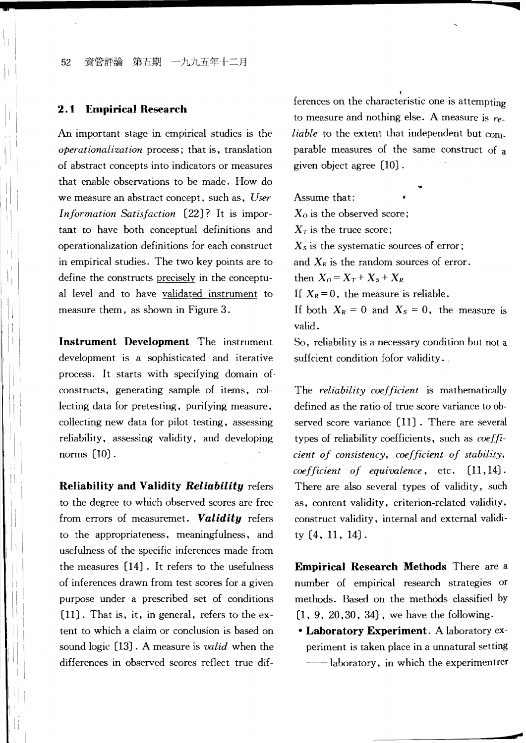## 2.1 Empirical Research

An important stage in empirical studies is the *operationalization* process; that is, translation of abstract concepts into indicators or measures that enable observations to be made. How do we measure an abstract concept, such as, *User Information Satisfaction* [22]? It is important to have both conceptual definitions and operationalization definitions for each construct in empirical studies. The two key points are to define the constructs precisely in the conceptual level and to have validated instrument to measure them, as shown in Figure 3.

**Instrument Development** The instrument development is a sophisticated and iterative process. It starts with specifying domain of constructs, generating sample of items, collecting data for pretesting, purifying measure, collecting new data for pilot testing, assessing reliability, assessing validity, and developing norms [10].

**Reliability and Validity** ***Reliability*** refers to the degree to which observed scores are free from errors of measuremet. ***Validity*** refers to the appropriateness, meaningfulness, and usefulness of the specific inferences made from the measures [14]. It refers to the usefulness of inferences drawn from test scores for a given purpose under a prescribed set of conditions [11]. That is, it, in general, refers to the extent to which a claim or conclusion is based on sound logic [13]. A measure is *valid* when the differences in observed scores reflect true differences on the characteristic one is attempting to measure and nothing else. A measure is *reliable* to the extent that independent but comparable measures of the same construct of a given object agree [10].

Assume that:
$X_O$ is the observed score;
$X_T$ is the truce score;
$X_S$ is the systematic sources of error;
and $X_R$ is the random sources of error.
then $X_O = X_T + X_S + X_R$
If $X_R = 0$, the measure is reliable.
If both $X_R = 0$ and $X_S = 0$, the measure is valid.
So, reliability is a necessary condition but not a suffcient condition fofor validity.

The *reliability coefficient* is mathematically defined as the ratio of true score variance to observed score variance [11]. There are several types of reliability coefficients, such as *coefficient of consistency*, *coefficient of stability*, *coefficient of equivalence*, etc. [11,14]. There are also several types of validity, such as, content validity, criterion-related validity, construct validity, internal and external validity [4, 11, 14].

**Empirical Research Methods** There are a number of empirical research strategies or methods. Based on the methods classified by [1, 9, 20,30, 34], we have the following.

- **Laboratory Experiment**. A laboratory experiment is taken place in a unnatural setting —— laboratory, in which the experimentrer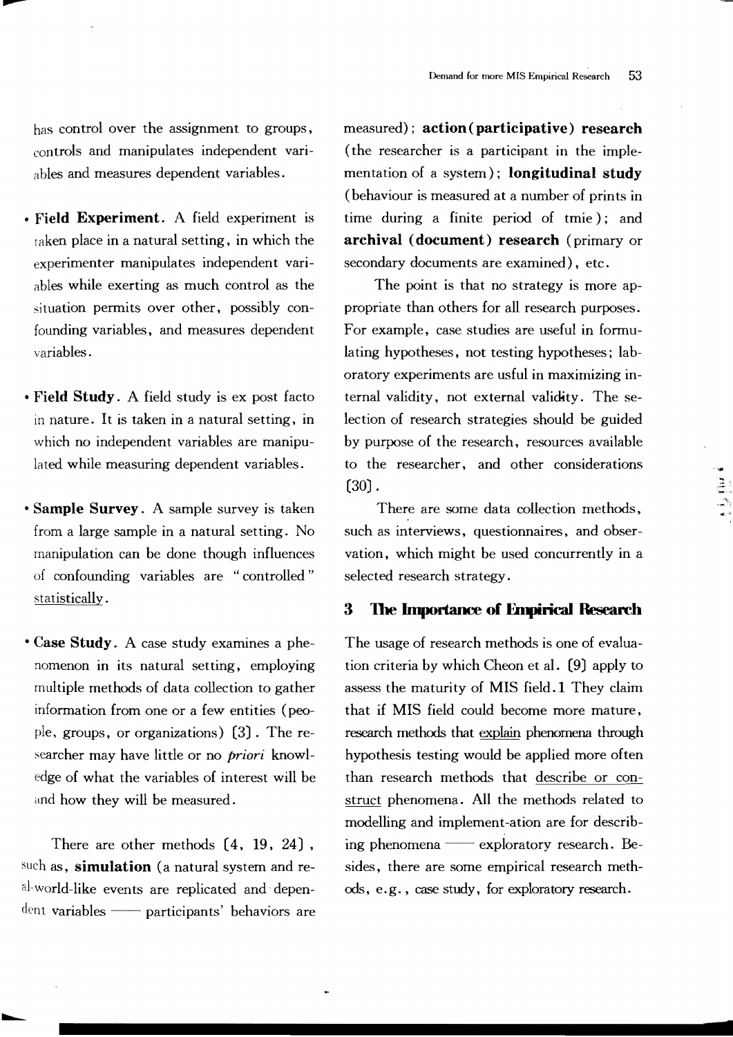has control over the assignment to groups, controls and manipulates independent variables and measures dependent variables.

- **Field Experiment**. A field experiment is taken place in a natural setting, in which the experimenter manipulates independent variables while exerting as much control as the situation permits over other, possibly confounding variables, and measures dependent variables.

- **Field Study**. A field study is ex post facto in nature. It is taken in a natural setting, in which no independent variables are manipulated while measuring dependent variables.

- **Sample Survey**. A sample survey is taken from a large sample in a natural setting. No manipulation can be done though influences of confounding variables are "controlled" statistically.

- **Case Study**. A case study examines a phenomenon in its natural setting, employing multiple methods of data collection to gather information from one or a few entities (people, groups, or organizations) [3]. The researcher may have little or no *priori* knowledge of what the variables of interest will be and how they will be measured.

There are other methods [4, 19, 24], such as, **simulation** (a natural system and real-world-like events are replicated and dependent variables —— participants' behaviors are measured); **action (participative) research** (the researcher is a participant in the implementation of a system); **longitudinal study** (behaviour is measured at a number of prints in time during a finite period of tmie); and **archival (document) research** (primary or secondary documents are examined), etc.

The point is that no strategy is more appropriate than others for all research purposes. For example, case studies are useful in formulating hypotheses, not testing hypotheses; laboratory experiments are usful in maximizing internal validity, not external validity. The selection of research strategies should be guided by purpose of the research, resources available to the researcher, and other considerations [30].

There are some data collection methods, such as interviews, questionnaires, and observation, which might be used concurrently in a selected research strategy.

## 3 The Importance of Empirical Research

The usage of research methods is one of evaluation criteria by which Cheon et al. [9] apply to assess the maturity of MIS field.1 They claim that if MIS field could become more mature, research methods that explain phenomena through hypothesis testing would be applied more often than research methods that describe or construct phenomena. All the methods related to modelling and implement-ation are for describing phenomena —— exploratory research. Besides, there are some empirical research methods, e.g., case study, for exploratory research.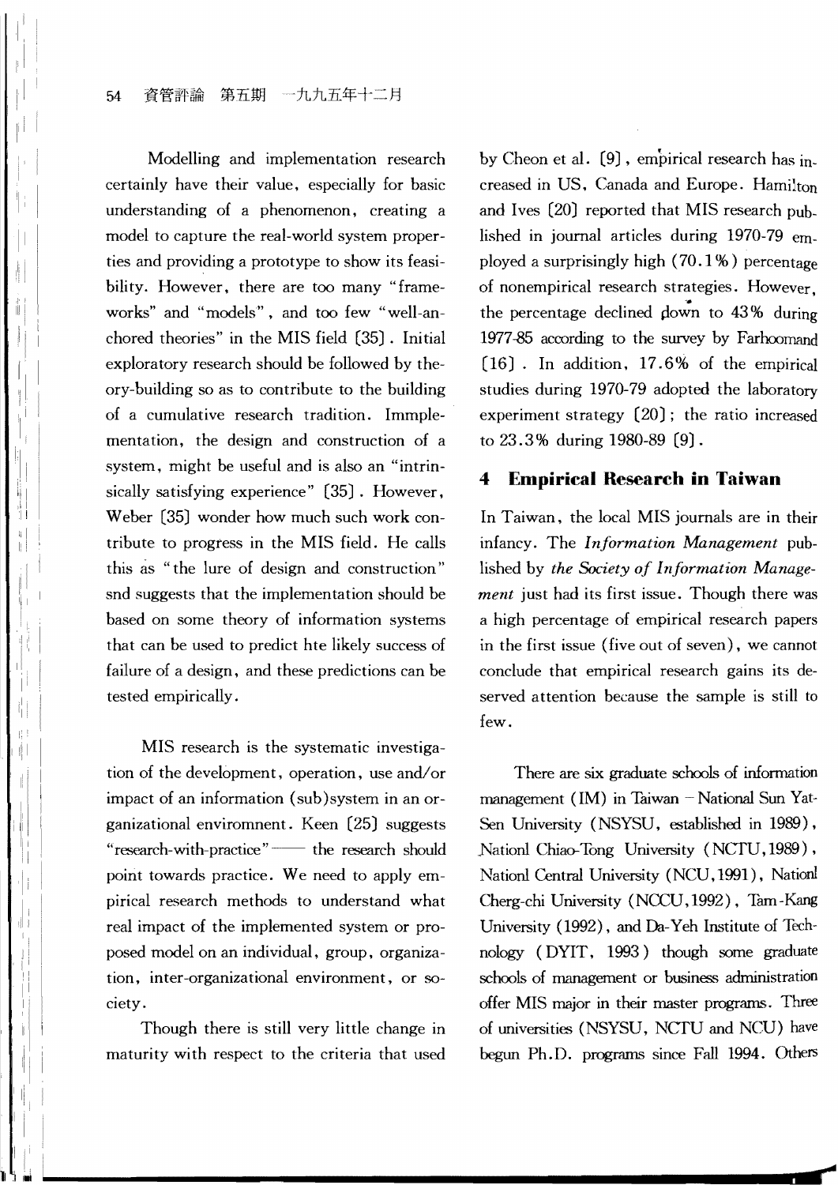Modelling and implementation research certainly have their value, especially for basic understanding of a phenomenon, creating a model to capture the real-world system properties and providing a prototype to show its feasibility. However, there are too many "frameworks" and "models", and too few "well-anchored theories" in the MIS field [35]. Initial exploratory research should be followed by theory-building so as to contribute to the building of a cumulative research tradition. Immplementation, the design and construction of a system, might be useful and is also an "intrinsically satisfying experience" [35]. However, Weber [35] wonder how much such work contribute to progress in the MIS field. He calls this as "the lure of design and construction" snd suggests that the implementation should be based on some theory of information systems that can be used to predict hte likely success of failure of a design, and these predictions can be tested empirically.

MIS research is the systematic investigation of the development, operation, use and/or impact of an information (sub)system in an organizational envirомnent. Keen [25] suggests "research-with-practice"—— the research should point towards practice. We need to apply empirical research methods to understand what real impact of the implemented system or proposed model on an individual, group, organization, inter-organizational environment, or society.

Though there is still very little change in maturity with respect to the criteria that used by Cheon et al. [9], empirical research has increased in US, Canada and Europe. Hamilton and Ives [20] reported that MIS research published in journal articles during 1970-79 employed a surprisingly high (70.1%) percentage of nonempirical research strategies. However, the percentage declined down to 43% during 1977-85 according to the survey by Farhoomand [16]. In addition, 17.6% of the empirical studies during 1970-79 adopted the laboratory experiment strategy [20]; the ratio increased to 23.3% during 1980-89 [9].

## 4 Empirical Research in Taiwan

In Taiwan, the local MIS journals are in their infancy. The *Information Management* published by *the Society of Information Management* just had its first issue. Though there was a high percentage of empirical research papers in the first issue (five out of seven), we cannot conclude that empirical research gains its deserved attention because the sample is still to few.

There are six graduate schools of information management (IM) in Taiwan — National Sun Yat-Sen University (NSYSU, established in 1989), Nationl Chiao-Tong University (NCTU, 1989), Nationl Central University (NCU, 1991), Nationl Cherg-chi University (NCCU, 1992), Tam-Kang University (1992), and Da-Yeh Institute of Technology (DYIT, 1993) though some graduate schools of management or business administration offer MIS major in their master programs. Three of universities (NSYSU, NCTU and NCU) have begun Ph.D. programs since Fall 1994. Others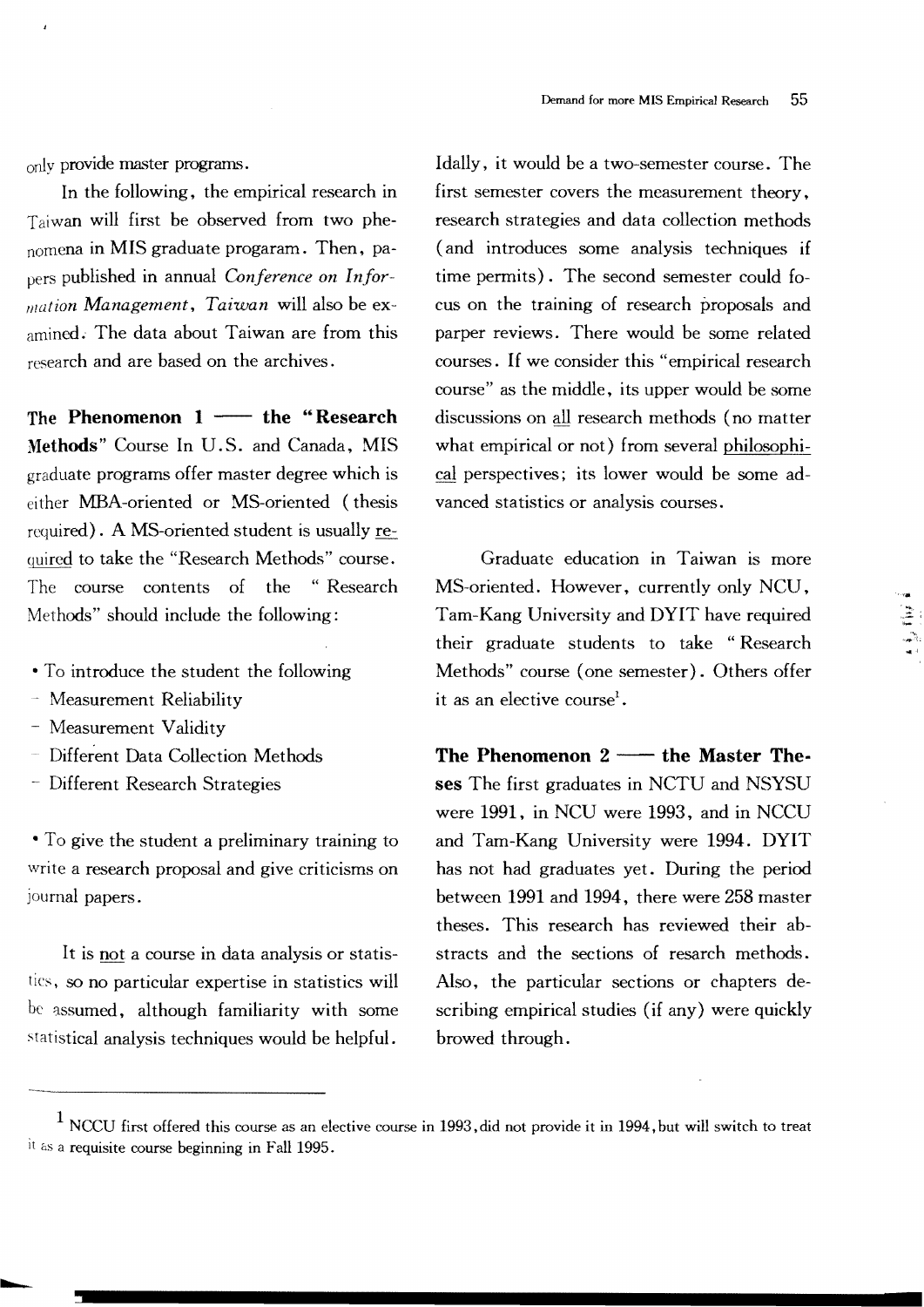only provide master programs.

In the following, the empirical research in Taiwan will first be observed from two phenomena in MIS graduate progaram. Then, papers published in annual *Conference on Information Management, Taiwan* will also be examined. The data about Taiwan are from this research and are based on the archives.

**The Phenomenon 1 —— the "Research Methods"** Course In U.S. and Canada, MIS graduate programs offer master degree which is either MBA-oriented or MS-oriented (thesis required). A MS-oriented student is usually required to take the "Research Methods" course. The course contents of the "Research Methods" should include the following:

- To introduce the student the following
  - Measurement Reliability
  - Measurement Validity
  - Different Data Collection Methods
  - Different Research Strategies

- To give the student a preliminary training to write a research proposal and give criticisms on journal papers.

It is not a course in data analysis or statistics, so no particular expertise in statistics will be assumed, although familiarity with some statistical analysis techniques would be helpful. Idally, it would be a two-semester course. The first semester covers the measurement theory, research strategies and data collection methods (and introduces some analysis techniques if time permits). The second semester could focus on the training of research proposals and parper reviews. There would be some related courses. If we consider this "empirical research course" as the middle, its upper would be some discussions on all research methods (no matter what empirical or not) from several philosophical perspectives; its lower would be some advanced statistics or analysis courses.

Graduate education in Taiwan is more MS-oriented. However, currently only NCU, Tam-Kang University and DYIT have required their graduate students to take "Research Methods" course (one semester). Others offer it as an elective course[1].

**The Phenomenon 2 —— the Master Theses** The first graduates in NCTU and NSYSU were 1991, in NCU were 1993, and in NCCU and Tam-Kang University were 1994. DYIT has not had graduates yet. During the period between 1991 and 1994, there were 258 master theses. This research has reviewed their abstracts and the sections of research methods. Also, the particular sections or chapters describing empirical studies (if any) were quickly browed through.

---

[1] NCCU first offered this course as an elective course in 1993, did not provide it in 1994, but will switch to treat it as a requisite course beginning in Fall 1995.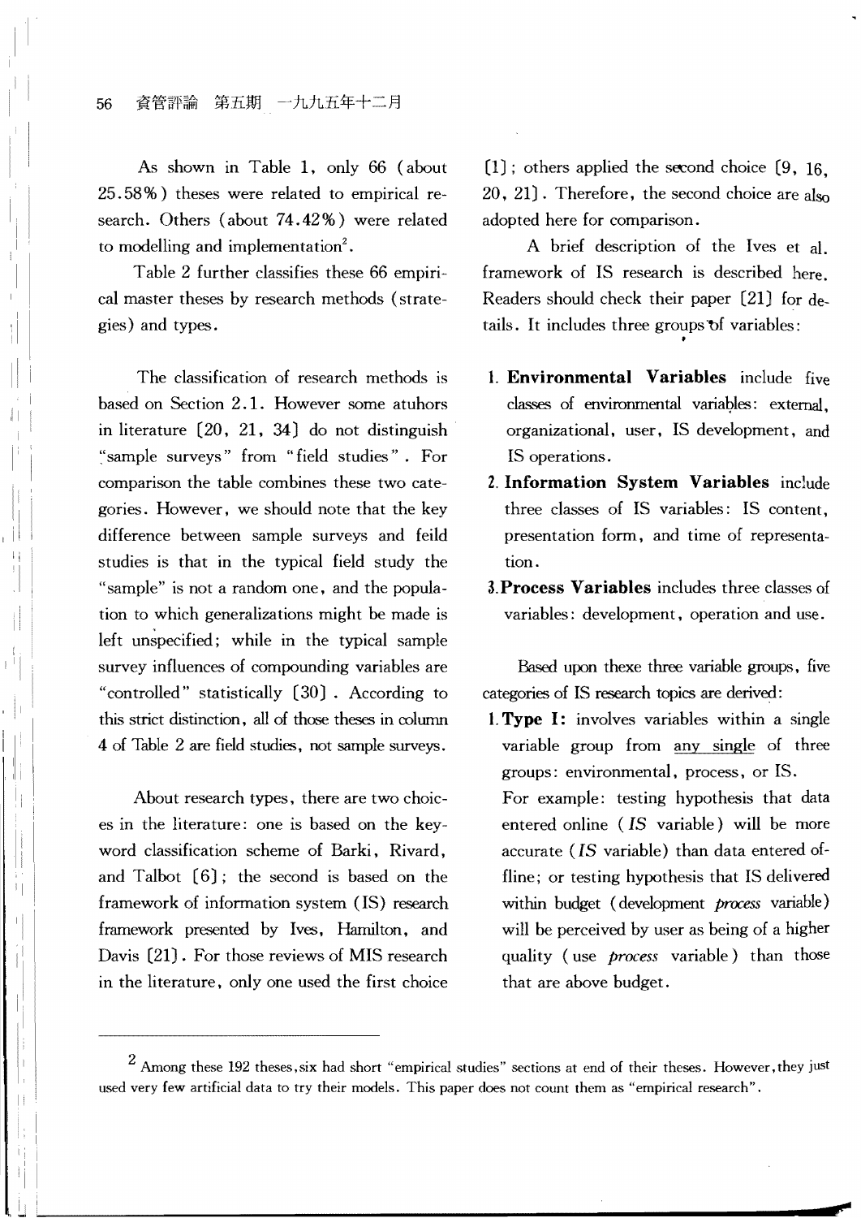As shown in Table 1, only 66 (about 25.58%) theses were related to empirical research. Others (about 74.42%) were related to modelling and implementation[2].

Table 2 further classifies these 66 empirical master theses by research methods (strategies) and types.

The classification of research methods is based on Section 2.1. However some atuhors in literature [20, 21, 34] do not distinguish "sample surveys" from "field studies". For comparison the table combines these two categories. However, we should note that the key difference between sample surveys and feild studies is that in the typical field study the "sample" is not a random one, and the population to which generalizations might be made is left unspecified; while in the typical sample survey influences of compounding variables are "controlled" statistically [30]. According to this strict distinction, all of those theses in column 4 of Table 2 are field studies, not sample surveys.

About research types, there are two choices in the literature: one is based on the keyword classification scheme of Barki, Rivard, and Talbot [6]; the second is based on the framework of information system (IS) research framework presented by Ives, Hamilton, and Davis [21]. For those reviews of MIS research in the literature, only one used the first choice [1]; others applied the second choice [9, 16, 20, 21]. Therefore, the second choice are also adopted here for comparison.

A brief description of the Ives et al. framework of IS research is described here. Readers should check their paper [21] for details. It includes three groups of variables:

1. **Environmental Variables** include five classes of environmental variables: external, organizational, user, IS development, and IS operations.
2. **Information System Variables** include three classes of IS variables: IS content, presentation form, and time of representation.
3. **Process Variables** includes three classes of variables: development, operation and use.

Based upon thexe three variable groups, five categories of IS research topics are derived:

1. **Type I:** involves variables within a single variable group from <u>any single</u> of three groups: environmental, process, or IS.
   For example: testing hypothesis that data entered online (*IS* variable) will be more accurate (*IS* variable) than data entered offline; or testing hypothesis that IS delivered within budget (development *process* variable) will be perceived by user as being of a higher quality (use *process* variable) than those that are above budget.

[2] Among these 192 theses, six had short "empirical studies" sections at end of their theses. However, they just used very few artificial data to try their models. This paper does not count them as "empirical research".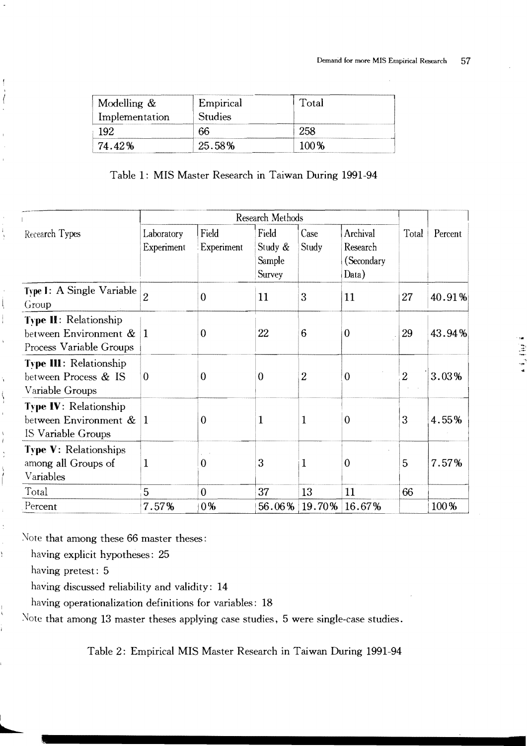| Modelling & Implementation | Empirical Studies | Total |
|---|---|---|
| 192 | 66 | 258 |
| 74.42% | 25.58% | 100% |

Table 1: MIS Master Research in Taiwan During 1991-94

| Recearch Types | Research Methods | | | | | Total | Percent |
|---|---|---|---|---|---|---|---|
| | Laboratory Experiment | Field Experiment | Field Study & Sample Survey | Case Study | Archival Research (Secondary Data) | | |
| **Type I**: A Single Variable Group | 2 | 0 | 11 | 3 | 11 | 27 | 40.91% |
| **Type II**: Relationship between Environment & Process Variable Groups | 1 | 0 | 22 | 6 | 0 | 29 | 43.94% |
| **Type III**: Relationship between Process & IS Variable Groups | 0 | 0 | 0 | 2 | 0 | 2 | 3.03% |
| **Type IV**: Relationship between Environment & IS Variable Groups | 1 | 0 | 1 | 1 | 0 | 3 | 4.55% |
| **Type V**: Relationships among all Groups of Variables | 1 | 0 | 3 | 1 | 0 | 5 | 7.57% |
| Total | 5 | 0 | 37 | 13 | 11 | 66 | |
| Percent | 7.57% | 0% | 56.06% | 19.70% | 16.67% | | 100% |

Note that among these 66 master theses:

having explicit hypotheses: 25

having pretest: 5

having discussed reliability and validity: 14

having operationalization definitions for variables: 18

Note that among 13 master theses applying case studies, 5 were single-case studies.

Table 2: Empirical MIS Master Research in Taiwan During 1991-94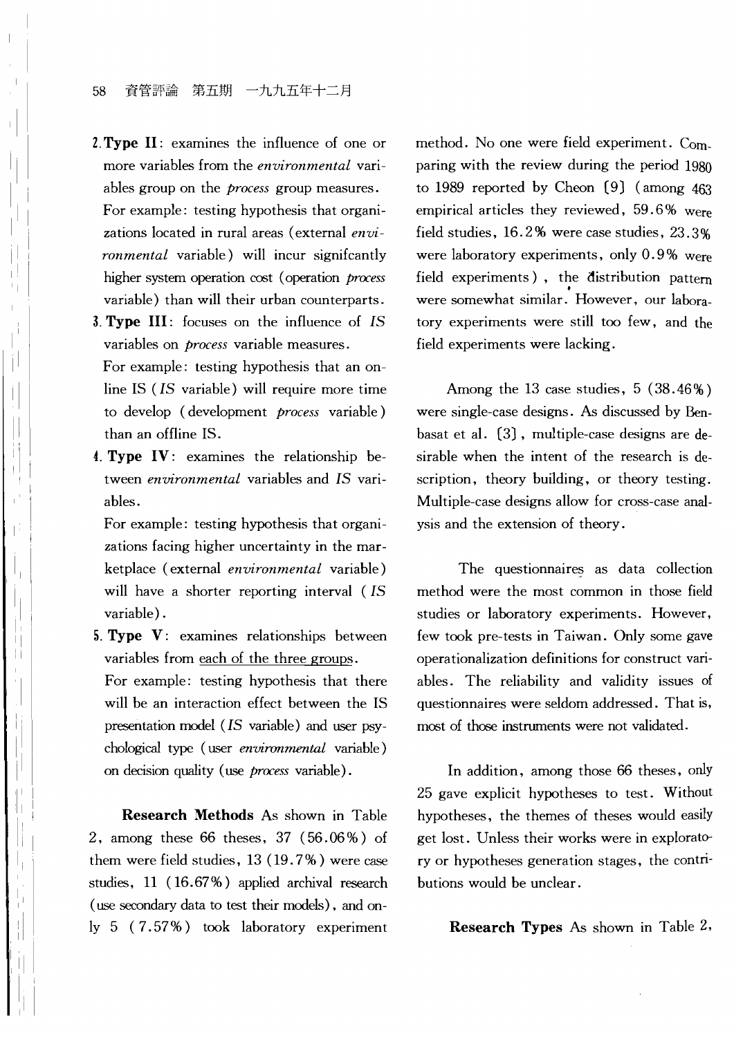2. **Type II**: examines the influence of one or more variables from the *environmental* variables group on the *process* group measures.
   For example: testing hypothesis that organizations located in rural areas (external *environmental* variable) will incur signifcantly higher system operation cost (operation *process* variable) than will their urban counterparts.
3. **Type III**: focuses on the influence of *IS* variables on *process* variable measures.
   For example: testing hypothesis that an online IS (*IS* variable) will require more time to develop (development *process* variable) than an offline IS.
4. **Type IV**: examines the relationship between *environmental* variables and *IS* variables.
   For example: testing hypothesis that organizations facing higher uncertainty in the marketplace (external *environmental* variable) will have a shorter reporting interval (*IS* variable).
5. **Type V**: examines relationships between variables from each of the three groups.
   For example: testing hypothesis that there will be an interaction effect between the IS presentation model (*IS* variable) and user psychological type (user *environmental* variable) on decision quality (use *process* variable).

**Research Methods** As shown in Table 2, among these 66 theses, 37 (56.06%) of them were field studies, 13 (19.7%) were case studies, 11 (16.67%) applied archival research (use secondary data to test their models), and only 5 (7.57%) took laboratory experiment method. No one were field experiment. Comparing with the review during the period 1980 to 1989 reported by Cheon [9] (among 463 empirical articles they reviewed, 59.6% were field studies, 16.2% were case studies, 23.3% were laboratory experiments, only 0.9% were field experiments), the distribution pattern were somewhat similar. However, our laboratory experiments were still too few, and the field experiments were lacking.

Among the 13 case studies, 5 (38.46%) were single-case designs. As discussed by Benbasat et al. [3], multiple-case designs are desirable when the intent of the research is description, theory building, or theory testing. Multiple-case designs allow for cross-case analysis and the extension of theory.

The questionnaires as data collection method were the most common in those field studies or laboratory experiments. However, few took pre-tests in Taiwan. Only some gave operationalization definitions for construct variables. The reliability and validity issues of questionnaires were seldom addressed. That is, most of those instruments were not validated.

In addition, among those 66 theses, only 25 gave explicit hypotheses to test. Without hypotheses, the themes of theses would easily get lost. Unless their works were in exploratory or hypotheses generation stages, the contributions would be unclear.

**Research Types** As shown in Table 2,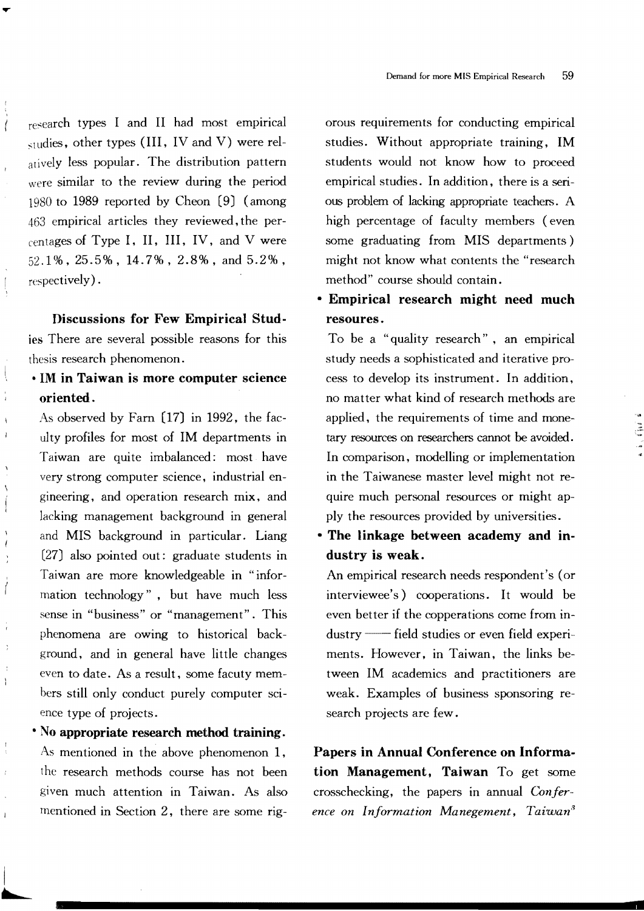research types I and II had most empirical studies, other types (III, IV and V) were relatively less popular. The distribution pattern were similar to the review during the period 1980 to 1989 reported by Cheon [9] (among 463 empirical articles they reviewed, the percentages of Type I, II, III, IV, and V were 52.1%, 25.5%, 14.7%, 2.8%, and 5.2%, respectively).

**Discussions for Few Empirical Studies** There are several possible reasons for this thesis research phenomenon.

- **IM in Taiwan is more computer science oriented.**

  As observed by Farn [17] in 1992, the faculty profiles for most of IM departments in Taiwan are quite imbalanced: most have very strong computer science, industrial engineering, and operation research mix, and lacking management background in general and MIS background in particular. Liang [27] also pointed out: graduate students in Taiwan are more knowledgeable in "information technology", but have much less sense in "business" or "management". This phenomena are owing to historical background, and in general have little changes even to date. As a result, some facuty members still only conduct purely computer science type of projects.

- **No appropriate research method training.**

  As mentioned in the above phenomenon 1, the research methods course has not been given much attention in Taiwan. As also mentioned in Section 2, there are some rigorous requirements for conducting empirical studies. Without appropriate training, IM students would not know how to proceed empirical studies. In addition, there is a serious problem of lacking appropriate teachers. A high percentage of faculty members (even some graduating from MIS departments) might not know what contents the "research method" course should contain.

- **Empirical research might need much resoures.**

  To be a "quality research", an empirical study needs a sophisticated and iterative process to develop its instrument. In addition, no matter what kind of research methods are applied, the requirements of time and monetary resources on researchers cannot be avoided. In comparison, modelling or implementation in the Taiwanese master level might not require much personal resources or might apply the resources provided by universities.

- **The linkage between academy and industry is weak.**

  An empirical research needs respondent's (or interviewee's) cooperations. It would be even better if the copperations come from industry —— field studies or even field experiments. However, in Taiwan, the links between IM academics and practitioners are weak. Examples of business sponsoring research projects are few.

**Papers in Annual Conference on Information Management, Taiwan** To get some crosschecking, the papers in annual *Conference on Information Manegement, Taiwan*[3]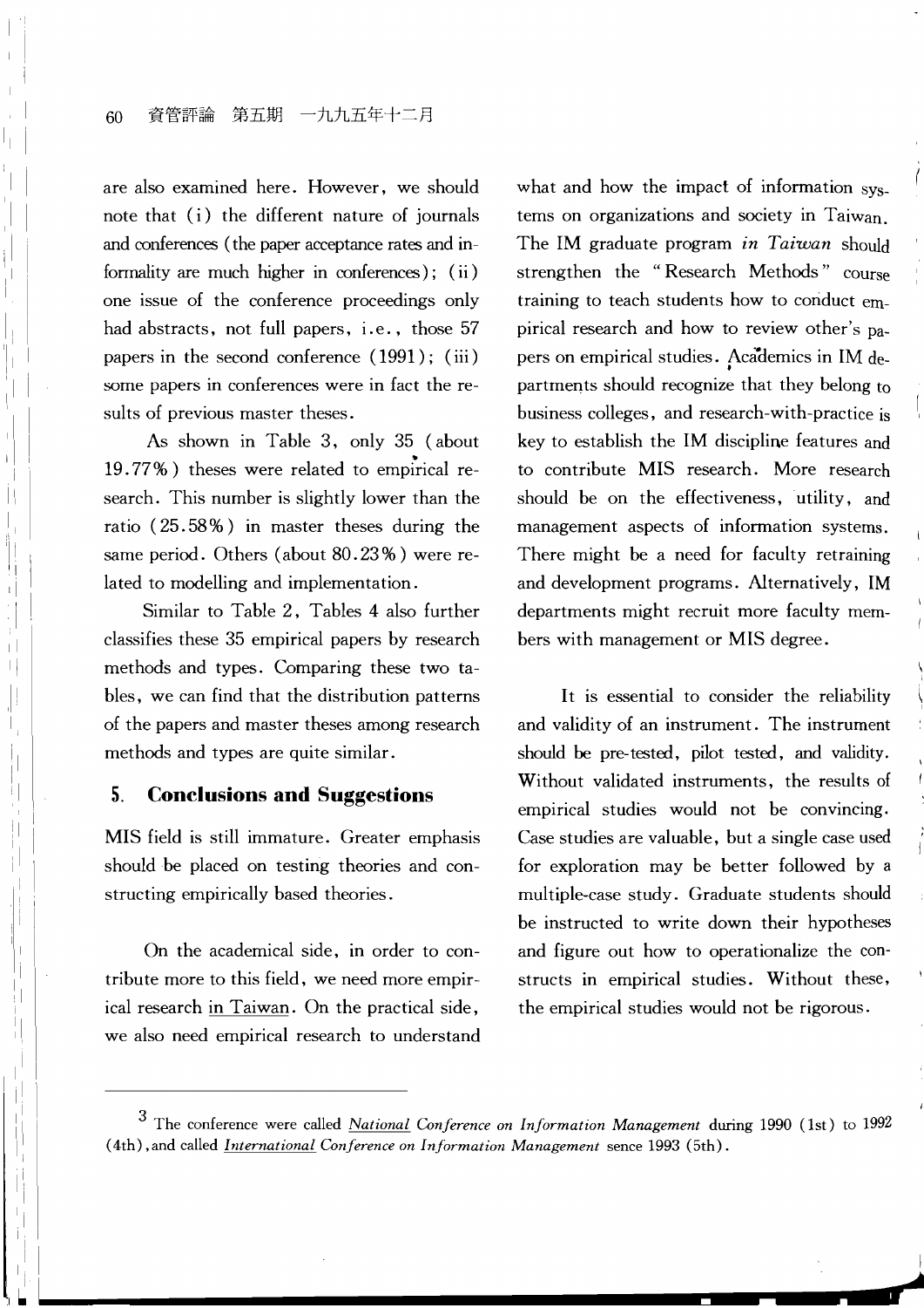are also examined here. However, we should note that (i) the different nature of journals and conferences (the paper acceptance rates and informality are much higher in conferences); (ii) one issue of the conference proceedings only had abstracts, not full papers, i.e., those 57 papers in the second conference (1991); (iii) some papers in conferences were in fact the results of previous master theses.

As shown in Table 3, only 35 (about 19.77%) theses were related to empirical research. This number is slightly lower than the ratio (25.58%) in master theses during the same period. Others (about 80.23%) were related to modelling and implementation.

Similar to Table 2, Tables 4 also further classifies these 35 empirical papers by research methods and types. Comparing these two tables, we can find that the distribution patterns of the papers and master theses among research methods and types are quite similar.

## 5. Conclusions and Suggestions

MIS field is still immature. Greater emphasis should be placed on testing theories and constructing empirically based theories.

On the academical side, in order to contribute more to this field, we need more empirical research in Taiwan. On the practical side, we also need empirical research to understand what and how the impact of information systems on organizations and society in Taiwan. The IM graduate program *in Taiwan* should strengthen the "Research Methods" course training to teach students how to conduct empirical research and how to review other's papers on empirical studies. Academics in IM departments should recognize that they belong to business colleges, and research-with-practice is key to establish the IM discipline features and to contribute MIS research. More research should be on the effectiveness, utility, and management aspects of information systems. There might be a need for faculty retraining and development programs. Alternatively, IM departments might recruit more faculty members with management or MIS degree.

It is essential to consider the reliability and validity of an instrument. The instrument should be pre-tested, pilot tested, and validity. Without validated instruments, the results of empirical studies would not be convincing. Case studies are valuable, but a single case used for exploration may be better followed by a multiple-case study. Graduate students should be instructed to write down their hypotheses and figure out how to operationalize the constructs in empirical studies. Without these, the empirical studies would not be rigorous.

---

[3] The conference were called *National Conference on Information Management* during 1990 (1st) to 1992 (4th), and called *International Conference on Information Management* sence 1993 (5th).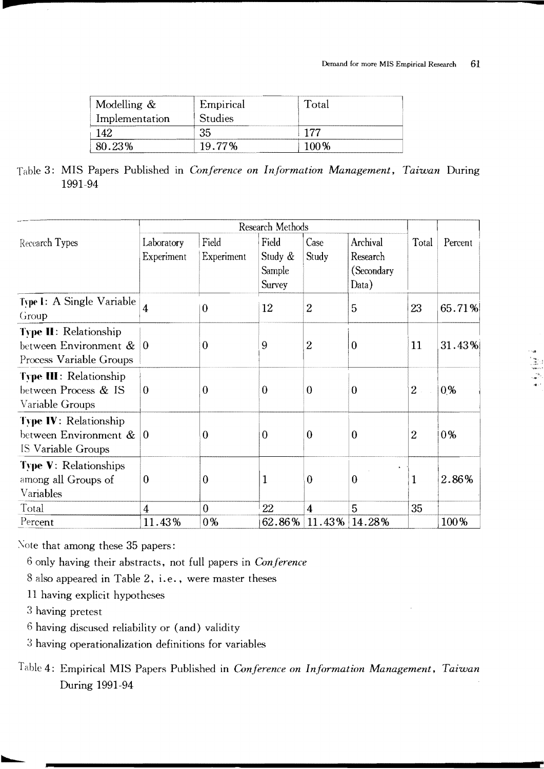| Modelling & Implementation | Empirical Studies | Total |
|---|---|---|
| 142 | 35 | 177 |
| 80.23% | 19.77% | 100% |

Table 3: MIS Papers Published in *Conference on Information Management, Taiwan* During 1991-94

| Recearch Types | Research Methods | | | | | Total | Percent |
|---|---|---|---|---|---|---|---|
| | Laboratory Experiment | Field Experiment | Field Study & Sample Survey | Case Study | Archival Research (Secondary Data) | | |
| **Type I**: A Single Variable Group | 4 | 0 | 12 | 2 | 5 | 23 | 65.71% |
| **Type II**: Relationship between Environment & Process Variable Groups | 0 | 0 | 9 | 2 | 0 | 11 | 31.43% |
| **Type III**: Relationship between Process & IS Variable Groups | 0 | 0 | 0 | 0 | 0 | 2 | 0% |
| **Type IV**: Relationship between Environment & IS Variable Groups | 0 | 0 | 0 | 0 | 0 | 2 | 0% |
| **Type V**: Relationships among all Groups of Variables | 0 | 0 | 1 | 0 | 0 | 1 | 2.86% |
| Total | 4 | 0 | 22 | 4 | 5 | 35 | |
| Percent | 11.43% | 0% | 62.86% | 11.43% | 14.28% | | 100% |

Note that among these 35 papers:

6 only having their abstracts, not full papers in *Conference*

8 also appeared in Table 2, i.e., were master theses

11 having explicit hypotheses

3 having pretest

6 having discused reliability or (and) validity

3 having operationalization definitions for variables

Table 4: Empirical MIS Papers Published in *Conference on Information Management, Taiwan* During 1991-94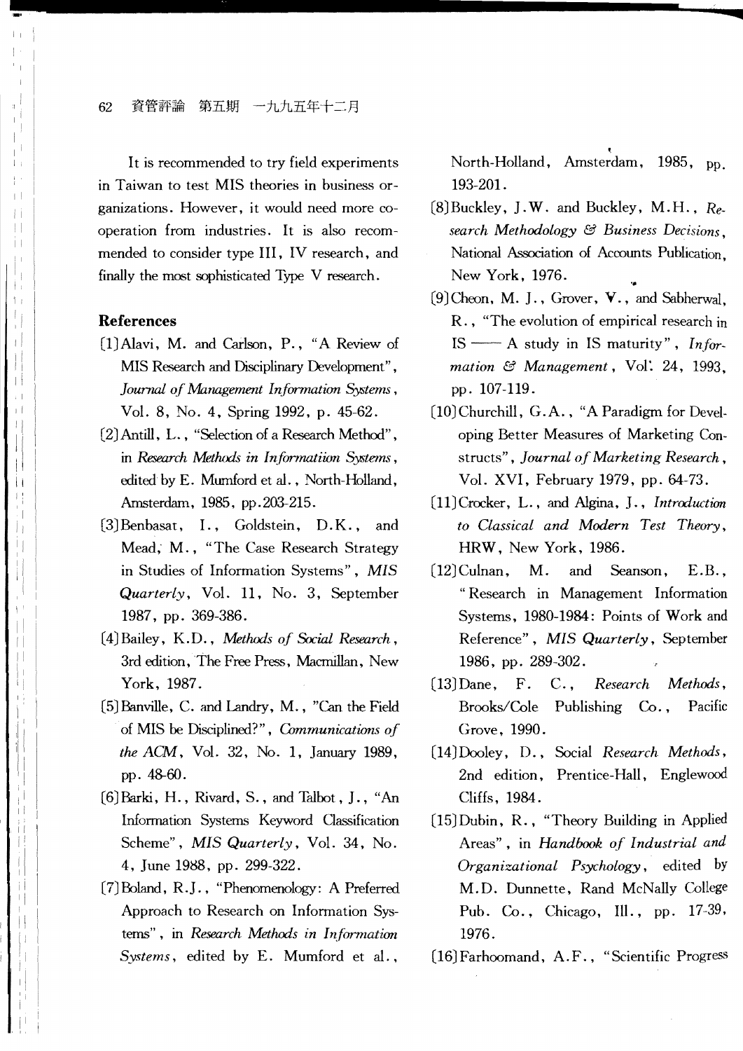It is recommended to try field experiments in Taiwan to test MIS theories in business organizations. However, it would need more cooperation from industries. It is also recommended to consider type III, IV research, and finally the most sophisticated Type V research.

## References

[1]Alavi, M. and Carlson, P., "A Review of MIS Research and Disciplinary Development", *Journal of Management Information Systems*, Vol. 8, No. 4, Spring 1992, p. 45-62.

[2]Antill, L., "Selection of a Research Method", in *Research Methods in Informatiion Systems*, edited by E. Mumford et al., North-Holland, Amsterdam, 1985, pp.203-215.

[3]Benbasat, I., Goldstein, D.K., and Mead, M., "The Case Research Strategy in Studies of Information Systems", *MIS Quarterly*, Vol. 11, No. 3, September 1987, pp. 369-386.

[4]Bailey, K.D., *Methods of Social Research*, 3rd edition, The Free Press, Macmillan, New York, 1987.

[5]Banville, C. and Landry, M., "Can the Field of MIS be Disciplined?", *Communications of the ACM*, Vol. 32, No. 1, January 1989, pp. 48-60.

[6]Barki, H., Rivard, S., and Talbot, J., "An Information Systems Keyword Classification Scheme", *MIS Quarterly*, Vol. 34, No. 4, June 1988, pp. 299-322.

[7]Boland, R.J., "Phenomenology: A Preferred Approach to Research on Information Systems", in *Research Methods in Information Systems*, edited by E. Mumford et al., North-Holland, Amsterdam, 1985, pp. 193-201.

[8]Buckley, J.W. and Buckley, M.H., *Research Methodology & Business Decisions*, National Association of Accounts Publication, New York, 1976.

[9]Cheon, M. J., Grover, V., and Sabherwal, R., "The evolution of empirical research in IS —— A study in IS maturity", *Information & Management*, Vol. 24, 1993, pp. 107-119.

[10]Churchill, G.A., "A Paradigm for Developing Better Measures of Marketing Constructs", *Journal of Marketing Research*, Vol. XVI, February 1979, pp. 64-73.

[11]Crocker, L., and Algina, J., *Introduction to Classical and Modern Test Theory*, HRW, New York, 1986.

[12]Culnan, M. and Seanson, E.B., "Research in Management Information Systems, 1980-1984: Points of Work and Reference", *MIS Quarterly*, September 1986, pp. 289-302.

[13]Dane, F. C., *Research Methods*, Brooks/Cole Publishing Co., Pacific Grove, 1990.

[14]Dooley, D., Social *Research Methods*, 2nd edition, Prentice-Hall, Englewood Cliffs, 1984.

[15]Dubin, R., "Theory Building in Applied Areas", in *Handbook of Industrial and Organizational Psychology*, edited by M.D. Dunnette, Rand McNally College Pub. Co., Chicago, Ill., pp. 17-39, 1976.

[16]Farhoomand, A.F., "Scientific Progress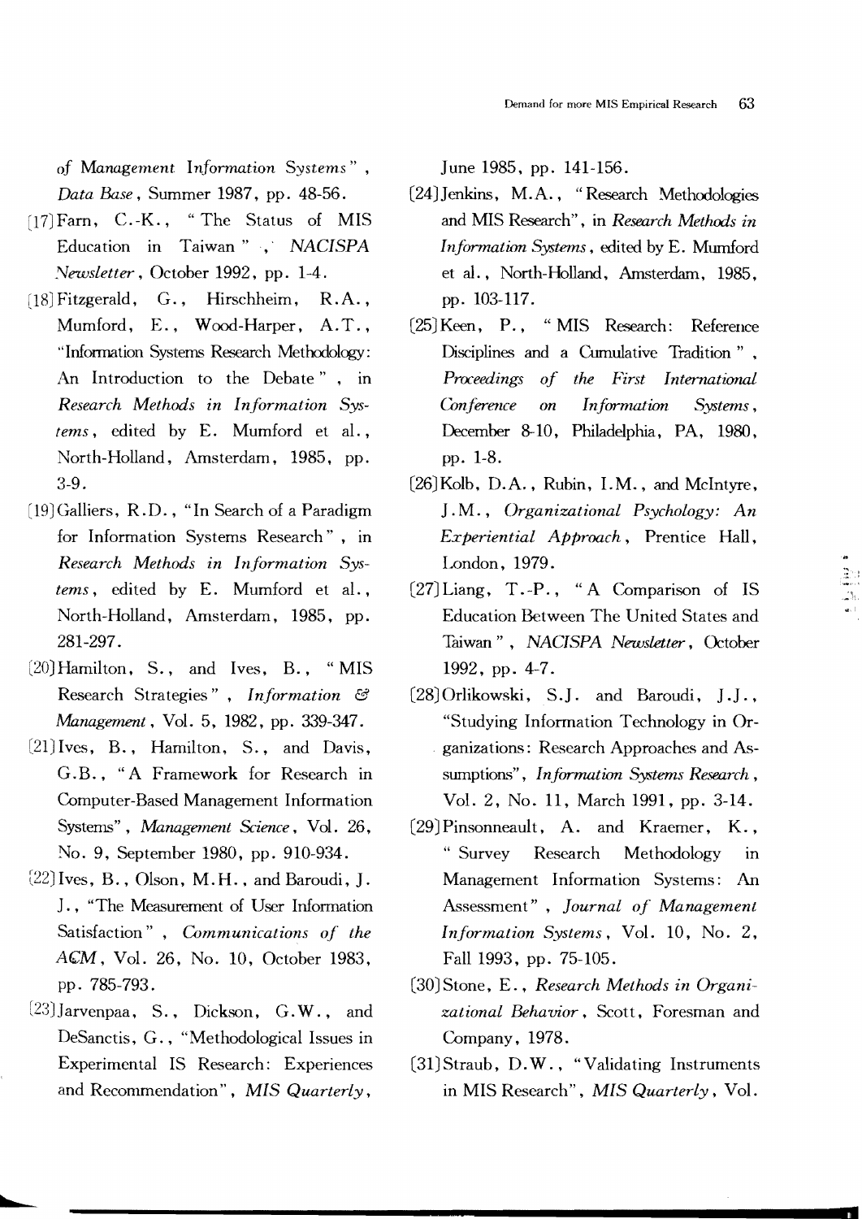of *Management Information Systems*", *Data Base*, Summer 1987, pp. 48-56.

[17] Farn, C.-K., "The Status of MIS Education in Taiwan", *NACISPA Newsletter*, October 1992, pp. 1-4.

[18] Fitzgerald, G., Hirschheim, R.A., Mumford, E., Wood-Harper, A.T., "Information Systems Research Methodology: An Introduction to the Debate", in *Research Methods in Information Systems*, edited by E. Mumford et al., North-Holland, Amsterdam, 1985, pp. 3-9.

[19] Galliers, R.D., "In Search of a Paradigm for Information Systems Research", in *Research Methods in Information Systems*, edited by E. Mumford et al., North-Holland, Amsterdam, 1985, pp. 281-297.

[20] Hamilton, S., and Ives, B., "MIS Research Strategies", *Information & Management*, Vol. 5, 1982, pp. 339-347.

[21] Ives, B., Hamilton, S., and Davis, G.B., "A Framework for Research in Computer-Based Management Information Systems", *Management Science*, Vol. 26, No. 9, September 1980, pp. 910-934.

[22] Ives, B., Olson, M.H., and Baroudi, J.J., "The Measurement of User Information Satisfaction", *Communications of the ACM*, Vol. 26, No. 10, October 1983, pp. 785-793.

[23] Jarvenpaa, S., Dickson, G.W., and DeSanctis, G., "Methodological Issues in Experimental IS Research: Experiences and Recommendation", *MIS Quarterly*, June 1985, pp. 141-156.

[24] Jenkins, M.A., "Research Methodologies and MIS Research", in *Research Methods in Information Systems*, edited by E. Mumford et al., North-Holland, Amsterdam, 1985, pp. 103-117.

[25] Keen, P., "MIS Research: Reference Disciplines and a Cumulative Tradition", *Proceedings of the First International Conference on Information Systems*, December 8-10, Philadelphia, PA, 1980, pp. 1-8.

[26] Kolb, D.A., Rubin, I.M., and McIntyre, J.M., *Organizational Psychology: An Experiential Approach*, Prentice Hall, London, 1979.

[27] Liang, T.-P., "A Comparison of IS Education Between The United States and Taiwan", *NACISPA Newsletter*, October 1992, pp. 4-7.

[28] Orlikowski, S.J. and Baroudi, J.J., "Studying Information Technology in Organizations: Research Approaches and Assumptions", *Information Systems Research*, Vol. 2, No. 11, March 1991, pp. 3-14.

[29] Pinsonneault, A. and Kraemer, K., "Survey Research Methodology in Management Information Systems: An Assessment", *Journal of Management Information Systems*, Vol. 10, No. 2, Fall 1993, pp. 75-105.

[30] Stone, E., *Research Methods in Organizational Behavior*, Scott, Foresman and Company, 1978.

[31] Straub, D.W., "Validating Instruments in MIS Research", *MIS Quarterly*, Vol.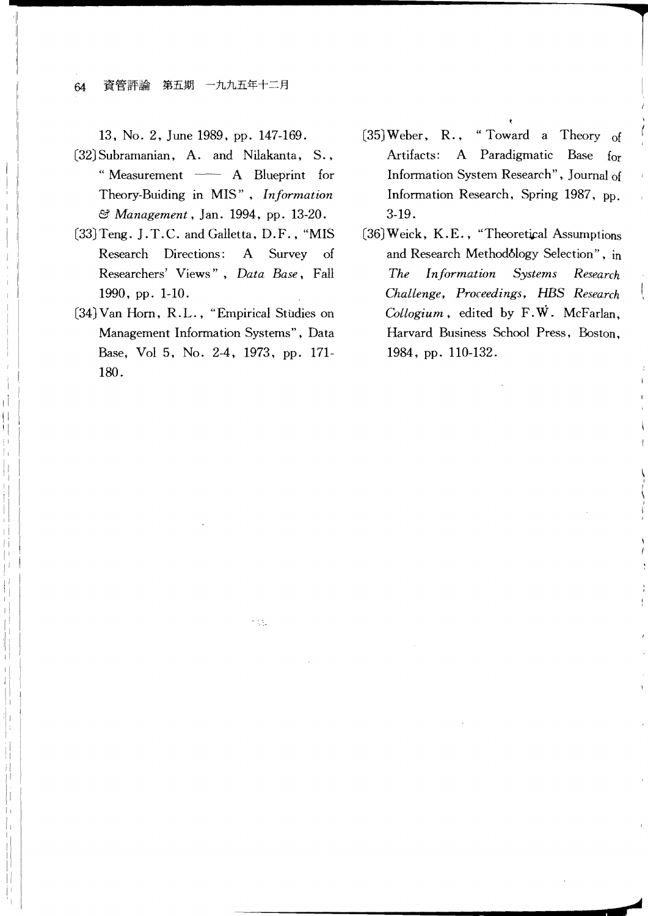13, No. 2, June 1989, pp. 147-169.

〔32〕Subramanian, A. and Nilakanta, S., " Measurement —— A Blueprint for Theory-Buiding in MIS" , *Information & Management*, Jan. 1994, pp. 13-20.

〔33〕Teng. J.T.C. and Galletta, D.F., "MIS Research Directions: A Survey of Researchers' Views" , *Data Base*, Fall 1990, pp. 1-10.

〔34〕Van Horn, R.L., "Empirical Stüdies on Management Information Systems", Data Base, Vol 5, No. 2-4, 1973, pp. 171-180.

〔35〕Weber, R., " Toward a Theory of Artifacts: A Paradigmatic Base for Information System Research", Journal of Information Research, Spring 1987, pp. 3-19.

〔36〕Weick, K.E., "Theoretical Assumptions and Research Methodology Selection", in *The Information Systems Research Challenge, Proceedings, HBS Research Collogium*, edited by F.W. McFarlan, Harvard Business School Press, Boston, 1984, pp. 110-132.